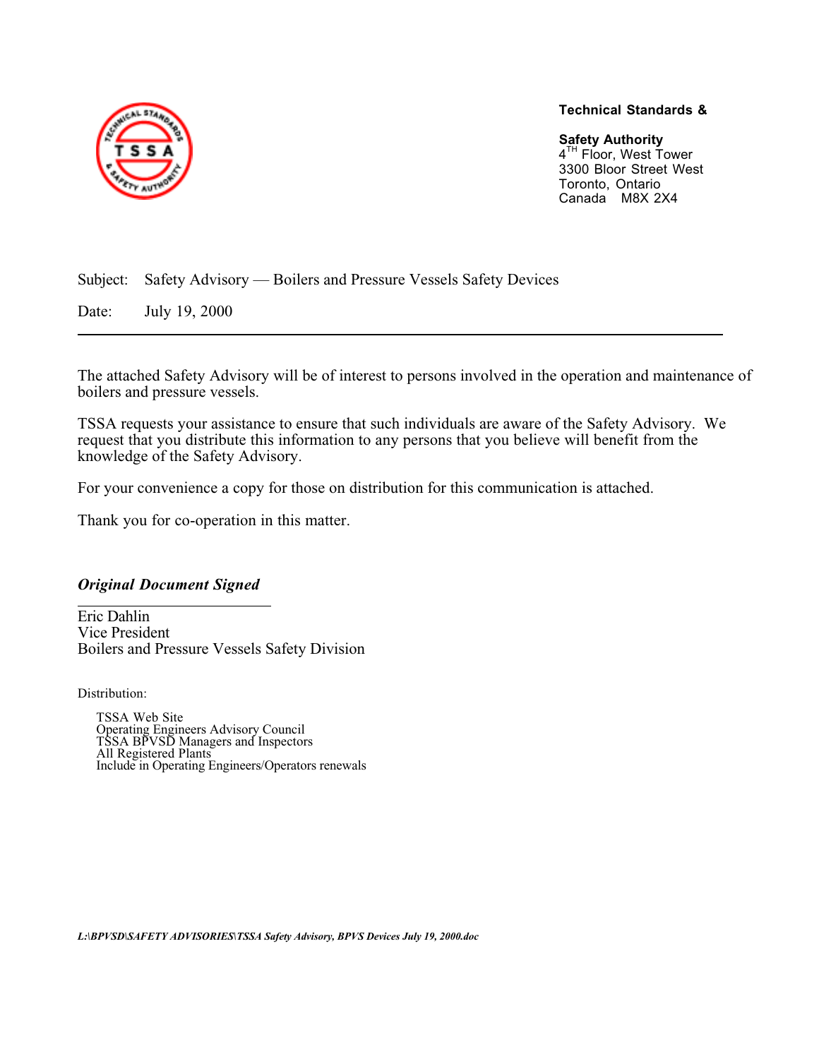**Technical Standards &**

**Safety Authority**
4TH Floor, West Tower
3300 Bloor Street West
Toronto, Ontario
Canada M8X 2X4

Subject: Safety Advisory — Boilers and Pressure Vessels Safety Devices

Date: July 19, 2000

---

The attached Safety Advisory will be of interest to persons involved in the operation and maintenance of boilers and pressure vessels.

TSSA requests your assistance to ensure that such individuals are aware of the Safety Advisory. We request that you distribute this information to any persons that you believe will benefit from the knowledge of the Safety Advisory.

For your convenience a copy for those on distribution for this communication is attached.

Thank you for co-operation in this matter.

***Original Document Signed***

Eric Dahlin
Vice President
Boilers and Pressure Vessels Safety Division

Distribution:

- TSSA Web Site
- Operating Engineers Advisory Council
- TSSA BPVSD Managers and Inspectors
- All Registered Plants
- Include in Operating Engineers/Operators renewals

***L:\BPVSD\SAFETY ADVISORIES\TSSA Safety Advisory, BPVS Devices July 19, 2000.doc***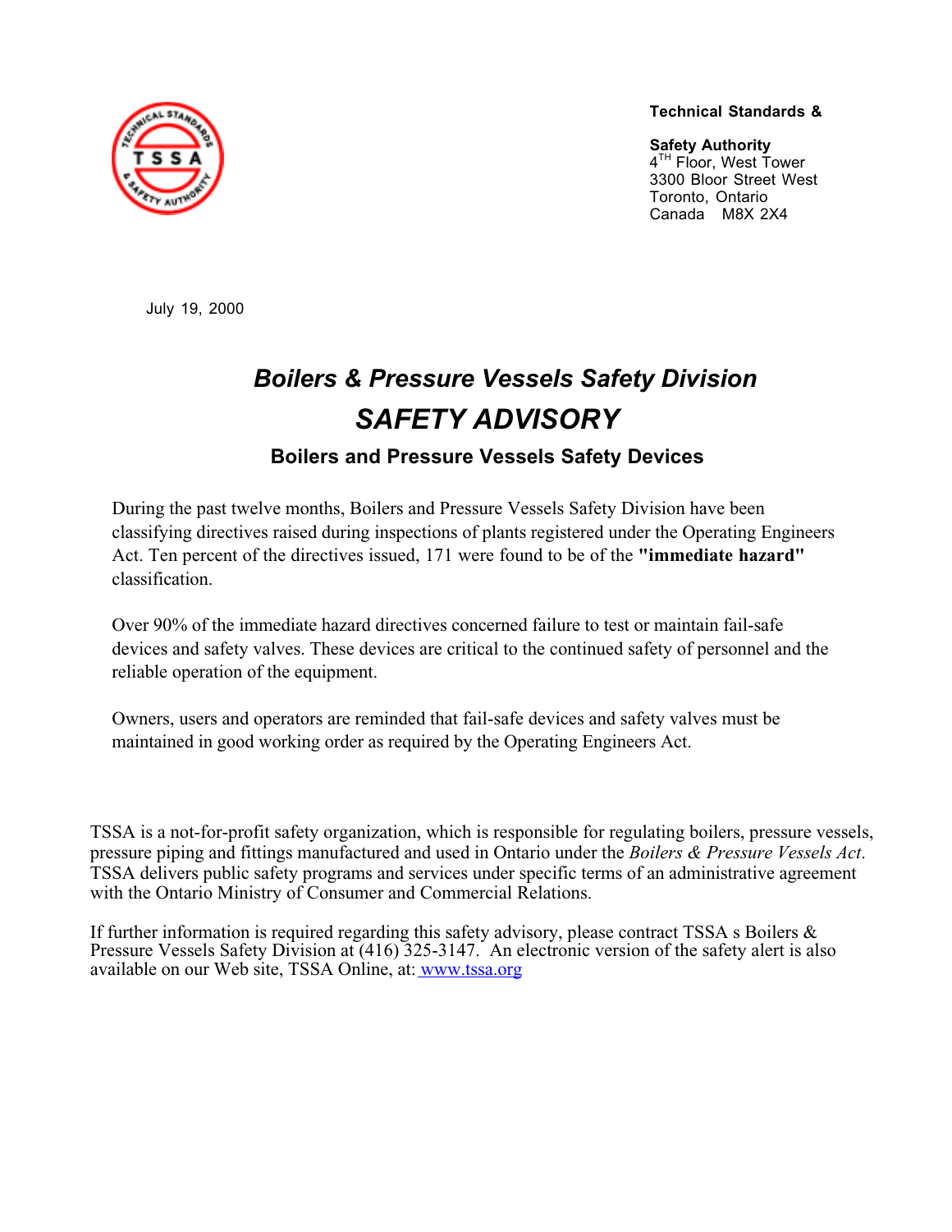Technical Standards &

**Safety Authority**
4[TH] Floor, West Tower
3300 Bloor Street West
Toronto, Ontario
Canada M8X 2X4

July 19, 2000

## *Boilers & Pressure Vessels Safety Division*

# *SAFETY ADVISORY*

### Boilers and Pressure Vessels Safety Devices

During the past twelve months, Boilers and Pressure Vessels Safety Division have been classifying directives raised during inspections of plants registered under the Operating Engineers Act. Ten percent of the directives issued, 171 were found to be of the **"immediate hazard"** classification.

Over 90% of the immediate hazard directives concerned failure to test or maintain fail-safe devices and safety valves. These devices are critical to the continued safety of personnel and the reliable operation of the equipment.

Owners, users and operators are reminded that fail-safe devices and safety valves must be maintained in good working order as required by the Operating Engineers Act.

TSSA is a not-for-profit safety organization, which is responsible for regulating boilers, pressure vessels, pressure piping and fittings manufactured and used in Ontario under the *Boilers & Pressure Vessels Act*. TSSA delivers public safety programs and services under specific terms of an administrative agreement with the Ontario Ministry of Consumer and Commercial Relations.

If further information is required regarding this safety advisory, please contract TSSA s Boilers & Pressure Vessels Safety Division at (416) 325-3147. An electronic version of the safety alert is also available on our Web site, TSSA Online, at: www.tssa.org